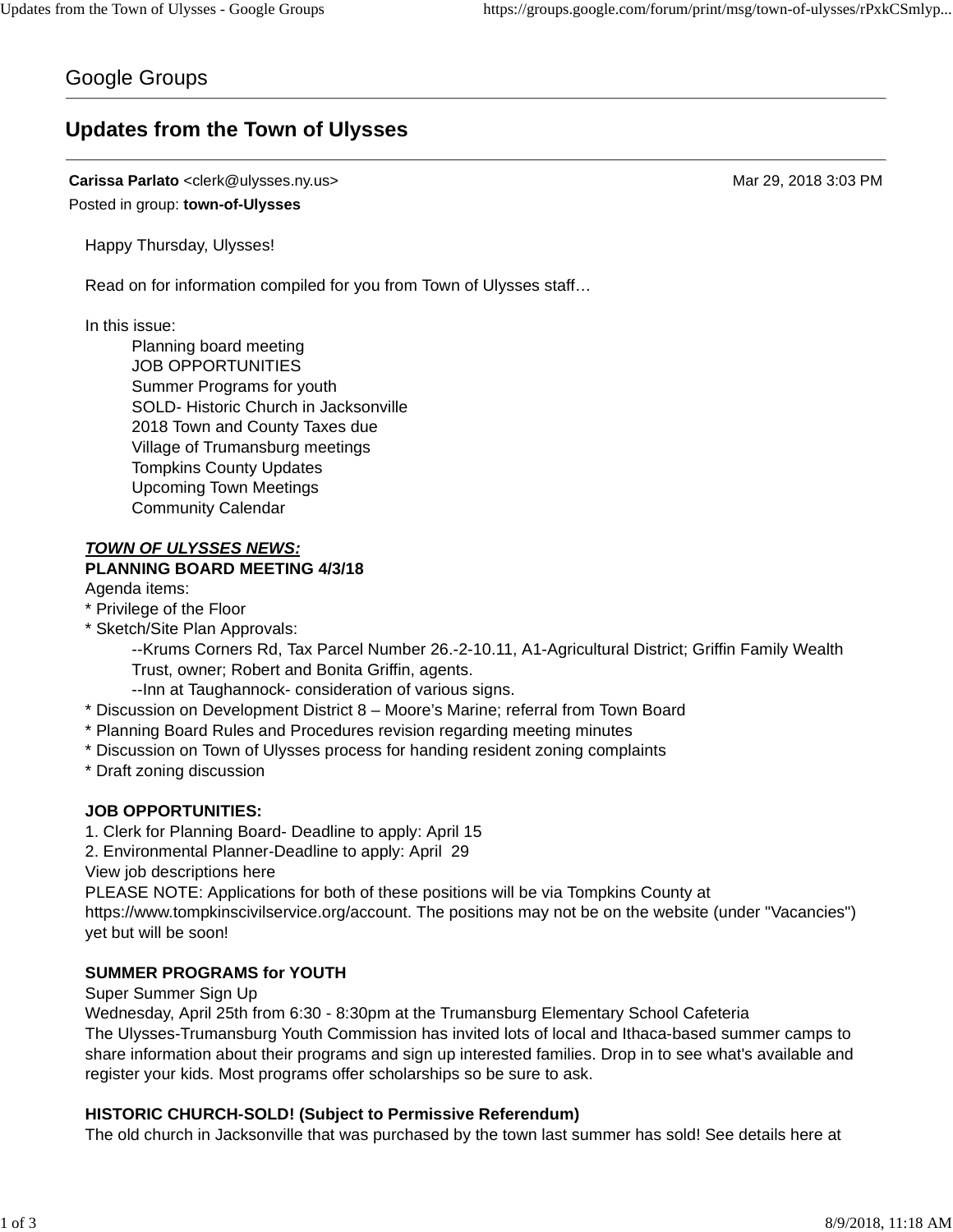Google Groups

# Updates from the Town of Ulysses

**Carissa Parlato** <clerk@ulysses.ny.us> Mar 29, 2018 3:03 PM

Posted in group: **town-of-Ulysses**

Happy Thursday, Ulysses!

Read on for information compiled for you from Town of Ulysses staff…

In this issue:

- Planning board meeting
- JOB OPPORTUNITIES
- Summer Programs for youth
- SOLD- Historic Church in Jacksonville
- 2018 Town and County Taxes due
- Village of Trumansburg meetings
- Tompkins County Updates
- Upcoming Town Meetings
- Community Calendar

***TOWN OF ULYSSES NEWS:***

**PLANNING BOARD MEETING 4/3/18**

Agenda items:

* Privilege of the Floor
* Sketch/Site Plan Approvals:
  - --Krums Corners Rd, Tax Parcel Number 26.-2-10.11, A1-Agricultural District; Griffin Family Wealth Trust, owner; Robert and Bonita Griffin, agents.
  - --Inn at Taughannock- consideration of various signs.
* Discussion on Development District 8 – Moore's Marine; referral from Town Board
* Planning Board Rules and Procedures revision regarding meeting minutes
* Discussion on Town of Ulysses process for handing resident zoning complaints
* Draft zoning discussion

**JOB OPPORTUNITIES:**

1. Clerk for Planning Board- Deadline to apply: April 15
2. Environmental Planner-Deadline to apply: April 29

View job descriptions here

PLEASE NOTE: Applications for both of these positions will be via Tompkins County at https://www.tompkinscivilservice.org/account. The positions may not be on the website (under "Vacancies") yet but will be soon!

**SUMMER PROGRAMS for YOUTH**

Super Summer Sign Up

Wednesday, April 25th from 6:30 - 8:30pm at the Trumansburg Elementary School Cafeteria

The Ulysses-Trumansburg Youth Commission has invited lots of local and Ithaca-based summer camps to share information about their programs and sign up interested families. Drop in to see what's available and register your kids. Most programs offer scholarships so be sure to ask.

**HISTORIC CHURCH-SOLD! (Subject to Permissive Referendum)**

The old church in Jacksonville that was purchased by the town last summer has sold! See details here at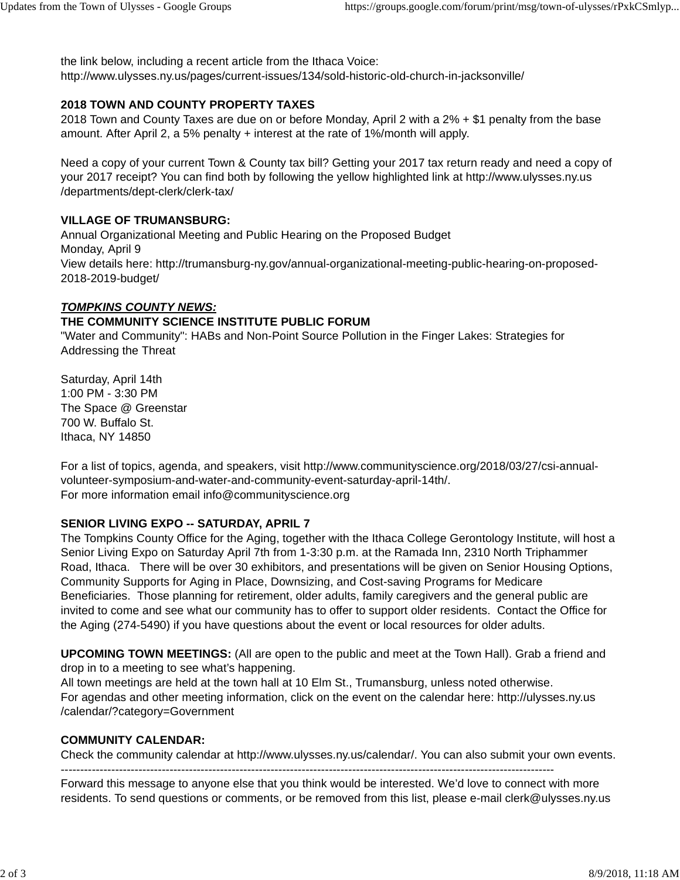the link below, including a recent article from the Ithaca Voice:
http://www.ulysses.ny.us/pages/current-issues/134/sold-historic-old-church-in-jacksonville/

**2018 TOWN AND COUNTY PROPERTY TAXES**
2018 Town and County Taxes are due on or before Monday, April 2 with a 2% + $1 penalty from the base amount. After April 2, a 5% penalty + interest at the rate of 1%/month will apply.

Need a copy of your current Town & County tax bill? Getting your 2017 tax return ready and need a copy of your 2017 receipt? You can find both by following the yellow highlighted link at http://www.ulysses.ny.us/departments/dept-clerk/clerk-tax/

**VILLAGE OF TRUMANSBURG:**
Annual Organizational Meeting and Public Hearing on the Proposed Budget
Monday, April 9
View details here: http://trumansburg-ny.gov/annual-organizational-meeting-public-hearing-on-proposed-2018-2019-budget/

***TOMPKINS COUNTY NEWS:***
**THE COMMUNITY SCIENCE INSTITUTE PUBLIC FORUM**
"Water and Community": HABs and Non-Point Source Pollution in the Finger Lakes: Strategies for Addressing the Threat

Saturday, April 14th
1:00 PM - 3:30 PM
The Space @ Greenstar
700 W. Buffalo St.
Ithaca, NY 14850

For a list of topics, agenda, and speakers, visit http://www.communityscience.org/2018/03/27/csi-annual-volunteer-symposium-and-water-and-community-event-saturday-april-14th/.
For more information email info@communityscience.org

**SENIOR LIVING EXPO -- SATURDAY, APRIL 7**
The Tompkins County Office for the Aging, together with the Ithaca College Gerontology Institute, will host a Senior Living Expo on Saturday April 7th from 1-3:30 p.m. at the Ramada Inn, 2310 North Triphammer Road, Ithaca. There will be over 30 exhibitors, and presentations will be given on Senior Housing Options, Community Supports for Aging in Place, Downsizing, and Cost-saving Programs for Medicare Beneficiaries. Those planning for retirement, older adults, family caregivers and the general public are invited to come and see what our community has to offer to support older residents. Contact the Office for the Aging (274-5490) if you have questions about the event or local resources for older adults.

**UPCOMING TOWN MEETINGS:** (All are open to the public and meet at the Town Hall). Grab a friend and drop in to a meeting to see what's happening.
All town meetings are held at the town hall at 10 Elm St., Trumansburg, unless noted otherwise.
For agendas and other meeting information, click on the event on the calendar here: http://ulysses.ny.us/calendar/?category=Government

**COMMUNITY CALENDAR:**
Check the community calendar at http://www.ulysses.ny.us/calendar/. You can also submit your own events.

---

Forward this message to anyone else that you think would be interested. We'd love to connect with more residents. To send questions or comments, or be removed from this list, please e-mail clerk@ulysses.ny.us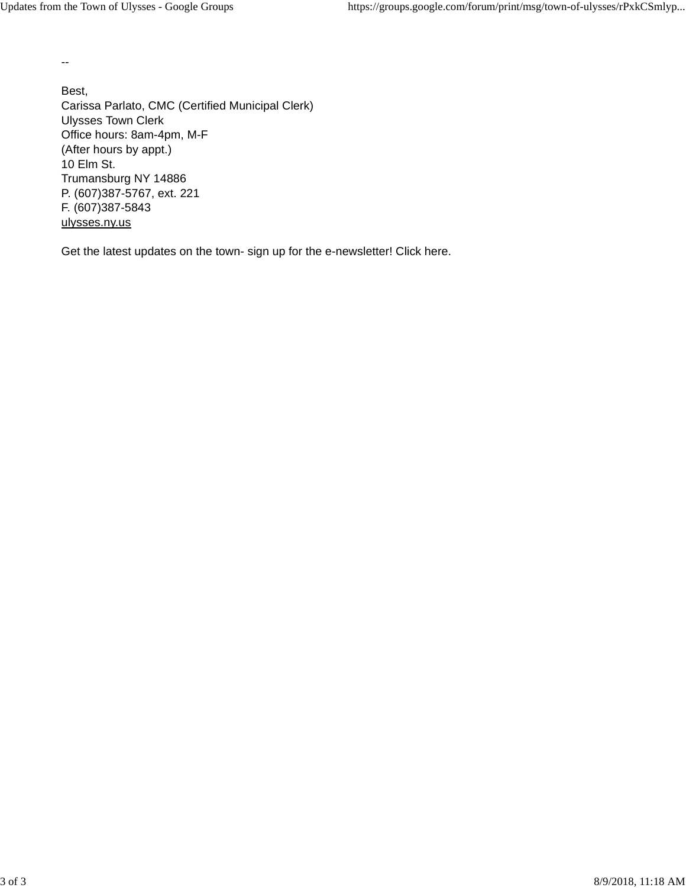--

Best,
Carissa Parlato, CMC (Certified Municipal Clerk)
Ulysses Town Clerk
Office hours: 8am-4pm, M-F
(After hours by appt.)
10 Elm St.
Trumansburg NY 14886
P. (607)387-5767, ext. 221
F. (607)387-5843
ulysses.ny.us

Get the latest updates on the town- sign up for the e-newsletter! Click here.